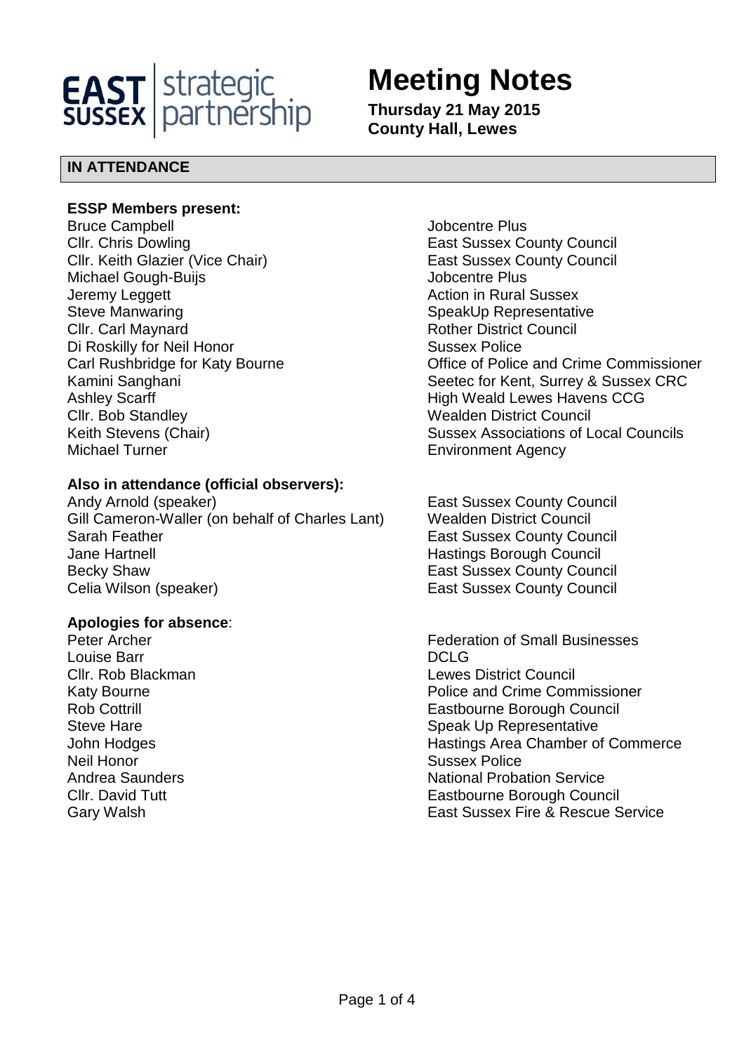EAST SUSSEX strategic partnership

# Meeting Notes

**Thursday 21 May 2015**
**County Hall, Lewes**

## IN ATTENDANCE

**ESSP Members present:**

| | |
|---|---|
| Bruce Campbell | Jobcentre Plus |
| Cllr. Chris Dowling | East Sussex County Council |
| Cllr. Keith Glazier (Vice Chair) | East Sussex County Council |
| Michael Gough-Buijs | Jobcentre Plus |
| Jeremy Leggett | Action in Rural Sussex |
| Steve Manwaring | SpeakUp Representative |
| Cllr. Carl Maynard | Rother District Council |
| Di Roskilly for Neil Honor | Sussex Police |
| Carl Rushbridge for Katy Bourne | Office of Police and Crime Commissioner |
| Kamini Sanghani | Seetec for Kent, Surrey & Sussex CRC |
| Ashley Scarff | High Weald Lewes Havens CCG |
| Cllr. Bob Standley | Wealden District Council |
| Keith Stevens (Chair) | Sussex Associations of Local Councils |
| Michael Turner | Environment Agency |

**Also in attendance (official observers):**

| | |
|---|---|
| Andy Arnold (speaker) | East Sussex County Council |
| Gill Cameron-Waller (on behalf of Charles Lant) | Wealden District Council |
| Sarah Feather | East Sussex County Council |
| Jane Hartnell | Hastings Borough Council |
| Becky Shaw | East Sussex County Council |
| Celia Wilson (speaker) | East Sussex County Council |

**Apologies for absence**:

| | |
|---|---|
| Peter Archer | Federation of Small Businesses |
| Louise Barr | DCLG |
| Cllr. Rob Blackman | Lewes District Council |
| Katy Bourne | Police and Crime Commissioner |
| Rob Cottrill | Eastbourne Borough Council |
| Steve Hare | Speak Up Representative |
| John Hodges | Hastings Area Chamber of Commerce |
| Neil Honor | Sussex Police |
| Andrea Saunders | National Probation Service |
| Cllr. David Tutt | Eastbourne Borough Council |
| Gary Walsh | East Sussex Fire & Rescue Service |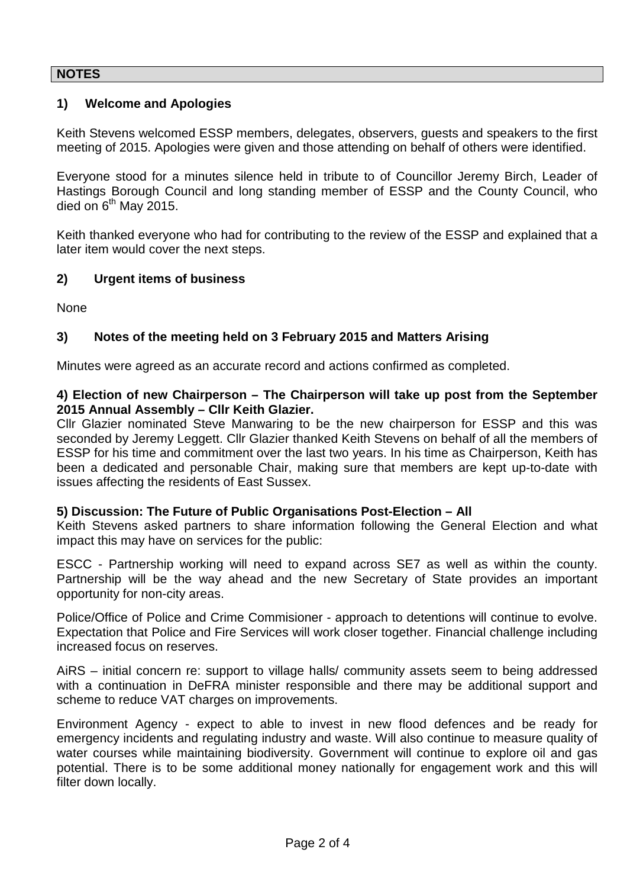## NOTES

### 1) Welcome and Apologies

Keith Stevens welcomed ESSP members, delegates, observers, guests and speakers to the first meeting of 2015. Apologies were given and those attending on behalf of others were identified.

Everyone stood for a minutes silence held in tribute to of Councillor Jeremy Birch, Leader of Hastings Borough Council and long standing member of ESSP and the County Council, who died on 6th May 2015.

Keith thanked everyone who had for contributing to the review of the ESSP and explained that a later item would cover the next steps.

### 2) Urgent items of business

None

### 3) Notes of the meeting held on 3 February 2015 and Matters Arising

Minutes were agreed as an accurate record and actions confirmed as completed.

**4) Election of new Chairperson – The Chairperson will take up post from the September 2015 Annual Assembly – Cllr Keith Glazier.**

Cllr Glazier nominated Steve Manwaring to be the new chairperson for ESSP and this was seconded by Jeremy Leggett. Cllr Glazier thanked Keith Stevens on behalf of all the members of ESSP for his time and commitment over the last two years. In his time as Chairperson, Keith has been a dedicated and personable Chair, making sure that members are kept up-to-date with issues affecting the residents of East Sussex.

**5) Discussion: The Future of Public Organisations Post-Election – All**

Keith Stevens asked partners to share information following the General Election and what impact this may have on services for the public:

ESCC - Partnership working will need to expand across SE7 as well as within the county. Partnership will be the way ahead and the new Secretary of State provides an important opportunity for non-city areas.

Police/Office of Police and Crime Commisioner - approach to detentions will continue to evolve. Expectation that Police and Fire Services will work closer together. Financial challenge including increased focus on reserves.

AiRS – initial concern re: support to village halls/ community assets seem to being addressed with a continuation in DeFRA minister responsible and there may be additional support and scheme to reduce VAT charges on improvements.

Environment Agency - expect to able to invest in new flood defences and be ready for emergency incidents and regulating industry and waste. Will also continue to measure quality of water courses while maintaining biodiversity. Government will continue to explore oil and gas potential. There is to be some additional money nationally for engagement work and this will filter down locally.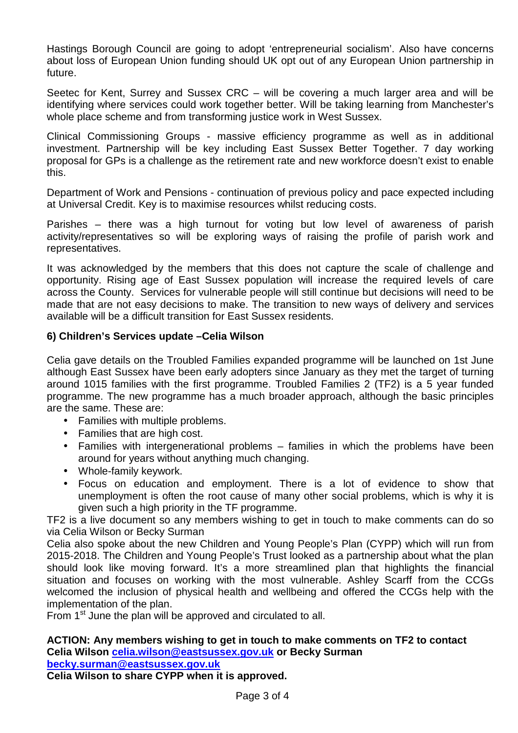Hastings Borough Council are going to adopt 'entrepreneurial socialism'. Also have concerns about loss of European Union funding should UK opt out of any European Union partnership in future.

Seetec for Kent, Surrey and Sussex CRC – will be covering a much larger area and will be identifying where services could work together better. Will be taking learning from Manchester's whole place scheme and from transforming justice work in West Sussex.

Clinical Commissioning Groups - massive efficiency programme as well as in additional investment. Partnership will be key including East Sussex Better Together. 7 day working proposal for GPs is a challenge as the retirement rate and new workforce doesn't exist to enable this.

Department of Work and Pensions - continuation of previous policy and pace expected including at Universal Credit. Key is to maximise resources whilst reducing costs.

Parishes – there was a high turnout for voting but low level of awareness of parish activity/representatives so will be exploring ways of raising the profile of parish work and representatives.

It was acknowledged by the members that this does not capture the scale of challenge and opportunity. Rising age of East Sussex population will increase the required levels of care across the County. Services for vulnerable people will still continue but decisions will need to be made that are not easy decisions to make. The transition to new ways of delivery and services available will be a difficult transition for East Sussex residents.

### 6) Children's Services update –Celia Wilson

Celia gave details on the Troubled Families expanded programme will be launched on 1st June although East Sussex have been early adopters since January as they met the target of turning around 1015 families with the first programme. Troubled Families 2 (TF2) is a 5 year funded programme. The new programme has a much broader approach, although the basic principles are the same. These are:

- Families with multiple problems.
- Families that are high cost.
- Families with intergenerational problems – families in which the problems have been around for years without anything much changing.
- Whole-family keywork.
- Focus on education and employment. There is a lot of evidence to show that unemployment is often the root cause of many other social problems, which is why it is given such a high priority in the TF programme.

TF2 is a live document so any members wishing to get in touch to make comments can do so via Celia Wilson or Becky Surman

Celia also spoke about the new Children and Young People's Plan (CYPP) which will run from 2015-2018. The Children and Young People's Trust looked as a partnership about what the plan should look like moving forward. It's a more streamlined plan that highlights the financial situation and focuses on working with the most vulnerable. Ashley Scarff from the CCGs welcomed the inclusion of physical health and wellbeing and offered the CCGs help with the implementation of the plan.

From 1st June the plan will be approved and circulated to all.

**ACTION: Any members wishing to get in touch to make comments on TF2 to contact Celia Wilson celia.wilson@eastsussex.gov.uk or Becky Surman becky.surman@eastsussex.gov.uk**
**Celia Wilson to share CYPP when it is approved.**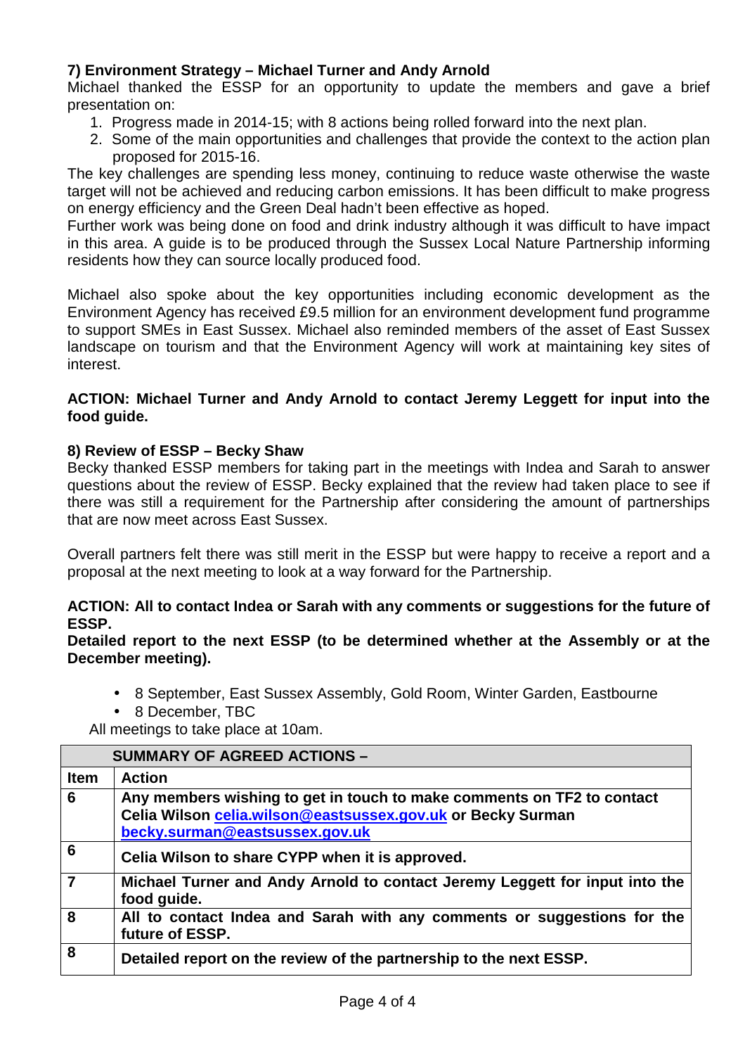### 7) Environment Strategy – Michael Turner and Andy Arnold

Michael thanked the ESSP for an opportunity to update the members and gave a brief presentation on:

1. Progress made in 2014-15; with 8 actions being rolled forward into the next plan.
2. Some of the main opportunities and challenges that provide the context to the action plan proposed for 2015-16.

The key challenges are spending less money, continuing to reduce waste otherwise the waste target will not be achieved and reducing carbon emissions. It has been difficult to make progress on energy efficiency and the Green Deal hadn't been effective as hoped.

Further work was being done on food and drink industry although it was difficult to have impact in this area. A guide is to be produced through the Sussex Local Nature Partnership informing residents how they can source locally produced food.

Michael also spoke about the key opportunities including economic development as the Environment Agency has received £9.5 million for an environment development fund programme to support SMEs in East Sussex. Michael also reminded members of the asset of East Sussex landscape on tourism and that the Environment Agency will work at maintaining key sites of interest.

**ACTION: Michael Turner and Andy Arnold to contact Jeremy Leggett for input into the food guide.**

### 8) Review of ESSP – Becky Shaw

Becky thanked ESSP members for taking part in the meetings with Indea and Sarah to answer questions about the review of ESSP. Becky explained that the review had taken place to see if there was still a requirement for the Partnership after considering the amount of partnerships that are now meet across East Sussex.

Overall partners felt there was still merit in the ESSP but were happy to receive a report and a proposal at the next meeting to look at a way forward for the Partnership.

**ACTION: All to contact Indea or Sarah with any comments or suggestions for the future of ESSP.**
**Detailed report to the next ESSP (to be determined whether at the Assembly or at the December meeting).**

- 8 September, East Sussex Assembly, Gold Room, Winter Garden, Eastbourne
- 8 December, TBC

All meetings to take place at 10am.

| | SUMMARY OF AGREED ACTIONS – |
|---|---|
| **Item** | **Action** |
| **6** | **Any members wishing to get in touch to make comments on TF2 to contact Celia Wilson celia.wilson@eastsussex.gov.uk or Becky Surman becky.surman@eastsussex.gov.uk** |
| **6** | **Celia Wilson to share CYPP when it is approved.** |
| **7** | **Michael Turner and Andy Arnold to contact Jeremy Leggett for input into the food guide.** |
| **8** | **All to contact Indea and Sarah with any comments or suggestions for the future of ESSP.** |
| **8** | **Detailed report on the review of the partnership to the next ESSP.** |